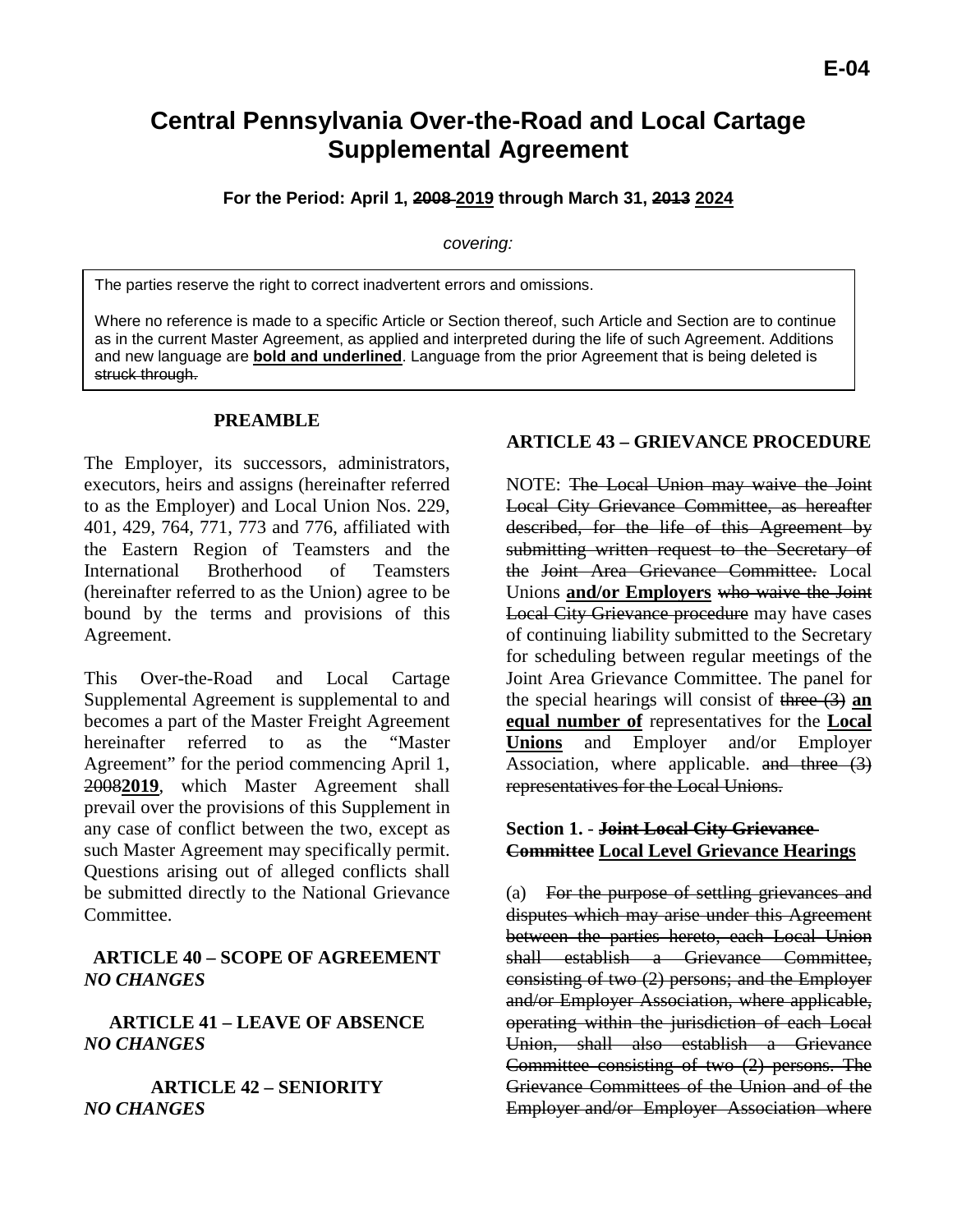# Central Pennsylvania Over-the-Road and Local Cartage Supplemental Agreement

**For the Period: April 1, ~~2008~~ <u>2019</u> through March 31, ~~2013~~ <u>2024</u>**

*covering:*

> The parties reserve the right to correct inadvertent errors and omissions.
>
> Where no reference is made to a specific Article or Section thereof, such Article and Section are to continue as in the current Master Agreement, as applied and interpreted during the life of such Agreement. Additions and new language are **<u>bold and underlined</u>**. Language from the prior Agreement that is being deleted is ~~struck through.~~

## PREAMBLE

The Employer, its successors, administrators, executors, heirs and assigns (hereinafter referred to as the Employer) and Local Union Nos. 229, 401, 429, 764, 771, 773 and 776, affiliated with the Eastern Region of Teamsters and the International Brotherhood of Teamsters (hereinafter referred to as the Union) agree to be bound by the terms and provisions of this Agreement.

This Over-the-Road and Local Cartage Supplemental Agreement is supplemental to and becomes a part of the Master Freight Agreement hereinafter referred to as the "Master Agreement" for the period commencing April 1, ~~2008~~**<u>2019</u>**, which Master Agreement shall prevail over the provisions of this Supplement in any case of conflict between the two, except as such Master Agreement may specifically permit. Questions arising out of alleged conflicts shall be submitted directly to the National Grievance Committee.

## ARTICLE 40 – SCOPE OF AGREEMENT

***NO CHANGES***

## ARTICLE 41 – LEAVE OF ABSENCE

***NO CHANGES***

## ARTICLE 42 – SENIORITY

***NO CHANGES***

## ARTICLE 43 – GRIEVANCE PROCEDURE

NOTE: ~~The Local Union may waive the Joint Local City Grievance Committee, as hereafter described, for the life of this Agreement by submitting written request to the Secretary of the Joint Area Grievance Committee.~~ Local Unions **<u>and/or Employers</u>** ~~who waive the Joint Local City Grievance procedure~~ may have cases of continuing liability submitted to the Secretary for scheduling between regular meetings of the Joint Area Grievance Committee. The panel for the special hearings will consist of ~~three (3)~~ **<u>an equal number of</u>** representatives for the **<u>Local Unions</u>** and Employer and/or Employer Association, where applicable. ~~and three (3) representatives for the Local Unions.~~

### Section 1. - ~~**Joint Local City Grievance Committee**~~ **<u>Local Level Grievance Hearings</u>**

(a) ~~For the purpose of settling grievances and disputes which may arise under this Agreement between the parties hereto, each Local Union shall establish a Grievance Committee, consisting of two (2) persons; and the Employer and/or Employer Association, where applicable, operating within the jurisdiction of each Local Union, shall also establish a Grievance Committee consisting of two (2) persons. The Grievance Committees of the Union and of the Employer and/or Employer Association where~~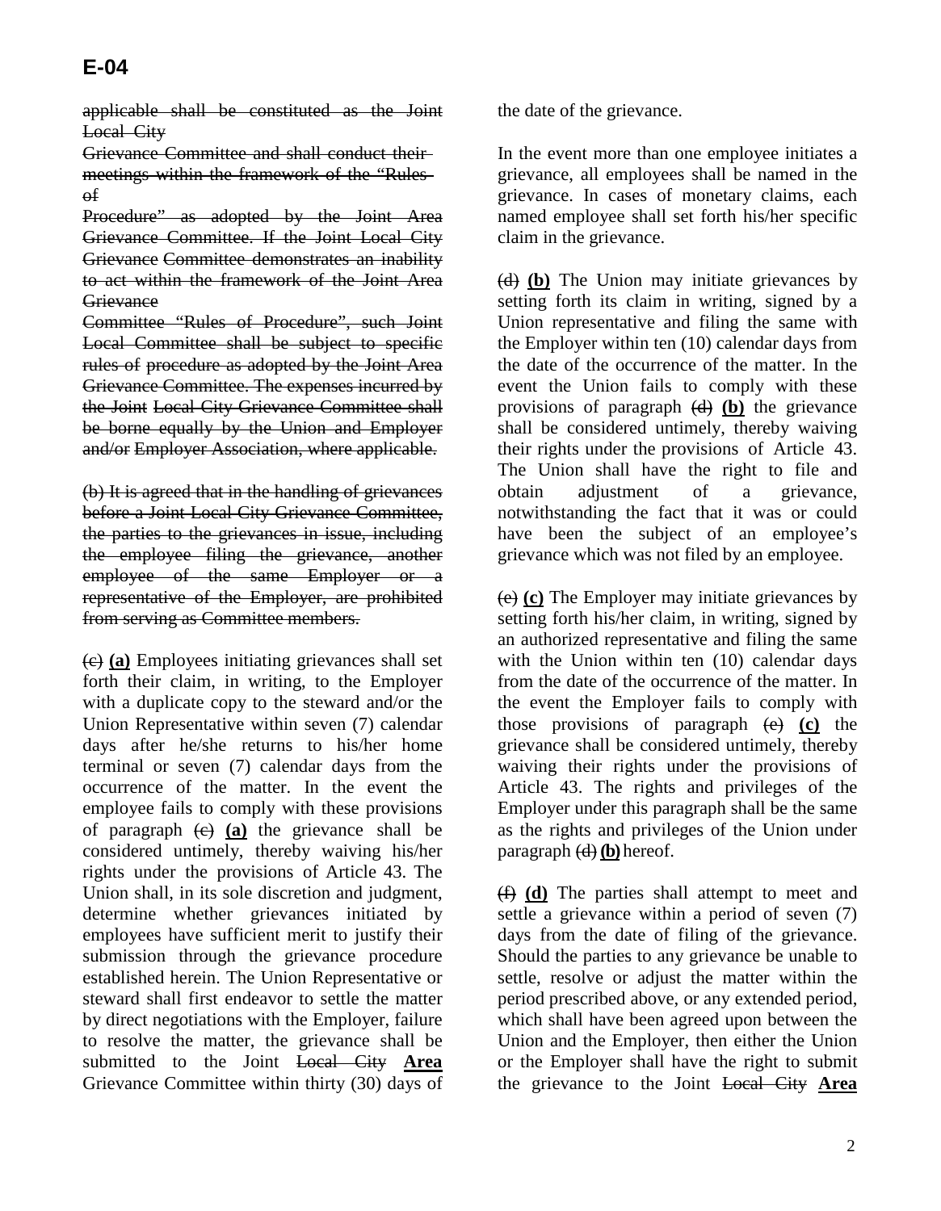# E-04

~~applicable shall be constituted as the Joint Local City Grievance Committee and shall conduct their meetings within the framework of the "Rules of Procedure" as adopted by the Joint Area Grievance Committee. If the Joint Local City Grievance Committee demonstrates an inability to act within the framework of the Joint Area Grievance Committee "Rules of Procedure", such Joint Local Committee shall be subject to specific rules of procedure as adopted by the Joint Area Grievance Committee. The expenses incurred by the Joint Local City Grievance Committee shall be borne equally by the Union and Employer and/or Employer Association, where applicable.~~

~~(b) It is agreed that in the handling of grievances before a Joint Local City Grievance Committee, the parties to the grievances in issue, including the employee filing the grievance, another employee of the same Employer or a representative of the Employer, are prohibited from serving as Committee members.~~

~~(c)~~ **(a)** Employees initiating grievances shall set forth their claim, in writing, to the Employer with a duplicate copy to the steward and/or the Union Representative within seven (7) calendar days after he/she returns to his/her home terminal or seven (7) calendar days from the occurrence of the matter. In the event the employee fails to comply with these provisions of paragraph ~~(c)~~ **(a)** the grievance shall be considered untimely, thereby waiving his/her rights under the provisions of Article 43. The Union shall, in its sole discretion and judgment, determine whether grievances initiated by employees have sufficient merit to justify their submission through the grievance procedure established herein. The Union Representative or steward shall first endeavor to settle the matter by direct negotiations with the Employer, failure to resolve the matter, the grievance shall be submitted to the Joint ~~Local City~~ **Area** Grievance Committee within thirty (30) days of the date of the grievance.

In the event more than one employee initiates a grievance, all employees shall be named in the grievance. In cases of monetary claims, each named employee shall set forth his/her specific claim in the grievance.

~~(d)~~ **(b)** The Union may initiate grievances by setting forth its claim in writing, signed by a Union representative and filing the same with the Employer within ten (10) calendar days from the date of the occurrence of the matter. In the event the Union fails to comply with these provisions of paragraph ~~(d)~~ **(b)** the grievance shall be considered untimely, thereby waiving their rights under the provisions of Article 43. The Union shall have the right to file and obtain adjustment of a grievance, notwithstanding the fact that it was or could have been the subject of an employee's grievance which was not filed by an employee.

~~(e)~~ **(c)** The Employer may initiate grievances by setting forth his/her claim, in writing, signed by an authorized representative and filing the same with the Union within ten (10) calendar days from the date of the occurrence of the matter. In the event the Employer fails to comply with those provisions of paragraph ~~(e)~~ **(c)** the grievance shall be considered untimely, thereby waiving their rights under the provisions of Article 43. The rights and privileges of the Employer under this paragraph shall be the same as the rights and privileges of the Union under paragraph ~~(d)~~ **(b)** hereof.

~~(f)~~ **(d)** The parties shall attempt to meet and settle a grievance within a period of seven (7) days from the date of filing of the grievance. Should the parties to any grievance be unable to settle, resolve or adjust the matter within the period prescribed above, or any extended period, which shall have been agreed upon between the Union and the Employer, then either the Union or the Employer shall have the right to submit the grievance to the Joint ~~Local City~~ **Area**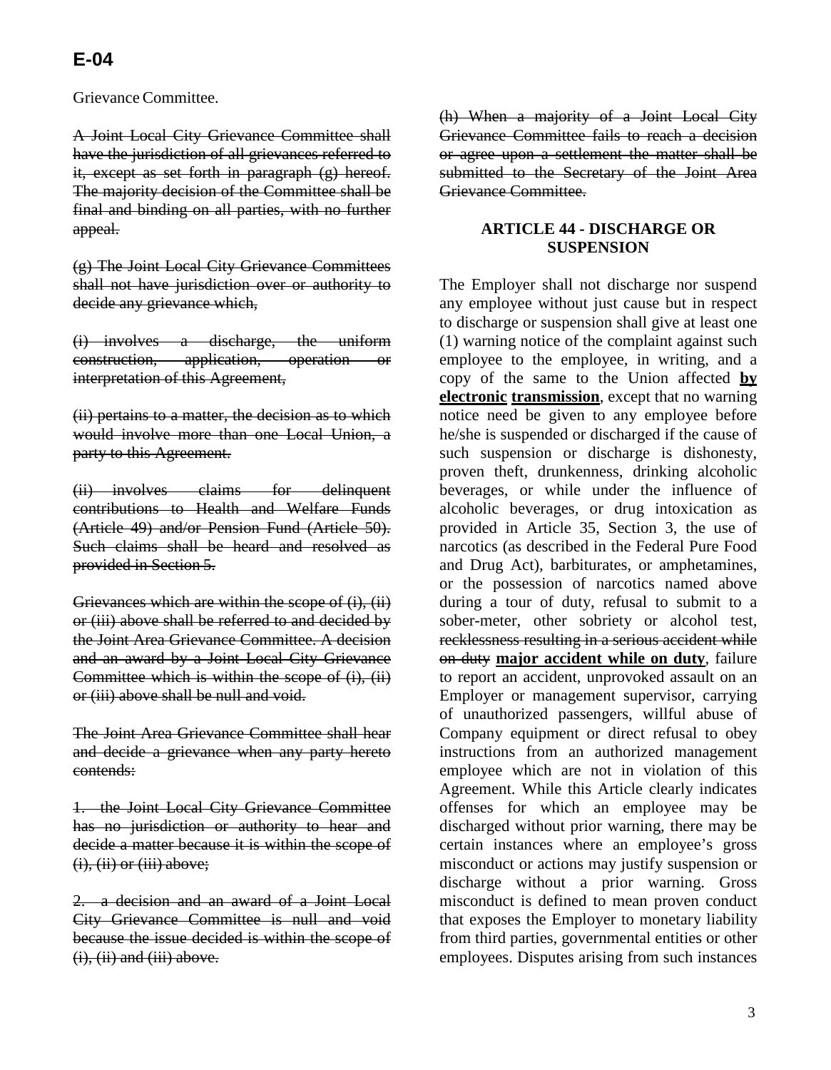Grievance Committee.

~~A Joint Local City Grievance Committee shall have the jurisdiction of all grievances referred to it, except as set forth in paragraph (g) hereof. The majority decision of the Committee shall be final and binding on all parties, with no further appeal.~~

~~(g) The Joint Local City Grievance Committees shall not have jurisdiction over or authority to decide any grievance which,~~

~~(i) involves a discharge, the uniform construction, application, operation or interpretation of this Agreement,~~

~~(ii) pertains to a matter, the decision as to which would involve more than one Local Union, a party to this Agreement.~~

~~(ii) involves claims for delinquent contributions to Health and Welfare Funds (Article 49) and/or Pension Fund (Article 50). Such claims shall be heard and resolved as provided in Section 5.~~

~~Grievances which are within the scope of (i), (ii) or (iii) above shall be referred to and decided by the Joint Area Grievance Committee. A decision and an award by a Joint Local City Grievance Committee which is within the scope of (i), (ii) or (iii) above shall be null and void.~~

~~The Joint Area Grievance Committee shall hear and decide a grievance when any party hereto contends:~~

~~1. the Joint Local City Grievance Committee has no jurisdiction or authority to hear and decide a matter because it is within the scope of (i), (ii) or (iii) above;~~

~~2. a decision and an award of a Joint Local City Grievance Committee is null and void because the issue decided is within the scope of (i), (ii) and (iii) above.~~

~~(h) When a majority of a Joint Local City Grievance Committee fails to reach a decision or agree upon a settlement the matter shall be submitted to the Secretary of the Joint Area Grievance Committee.~~

## ARTICLE 44 - DISCHARGE OR SUSPENSION

The Employer shall not discharge nor suspend any employee without just cause but in respect to discharge or suspension shall give at least one (1) warning notice of the complaint against such employee to the employee, in writing, and a copy of the same to the Union affected **<u>by electronic transmission</u>**, except that no warning notice need be given to any employee before he/she is suspended or discharged if the cause of such suspension or discharge is dishonesty, proven theft, drunkenness, drinking alcoholic beverages, or while under the influence of alcoholic beverages, or drug intoxication as provided in Article 35, Section 3, the use of narcotics (as described in the Federal Pure Food and Drug Act), barbiturates, or amphetamines, or the possession of narcotics named above during a tour of duty, refusal to submit to a sober-meter, other sobriety or alcohol test, ~~recklessness resulting in a serious accident while on duty~~ **<u>major accident while on duty</u>**, failure to report an accident, unprovoked assault on an Employer or management supervisor, carrying of unauthorized passengers, willful abuse of Company equipment or direct refusal to obey instructions from an authorized management employee which are not in violation of this Agreement. While this Article clearly indicates offenses for which an employee may be discharged without prior warning, there may be certain instances where an employee's gross misconduct or actions may justify suspension or discharge without a prior warning. Gross misconduct is defined to mean proven conduct that exposes the Employer to monetary liability from third parties, governmental entities or other employees. Disputes arising from such instances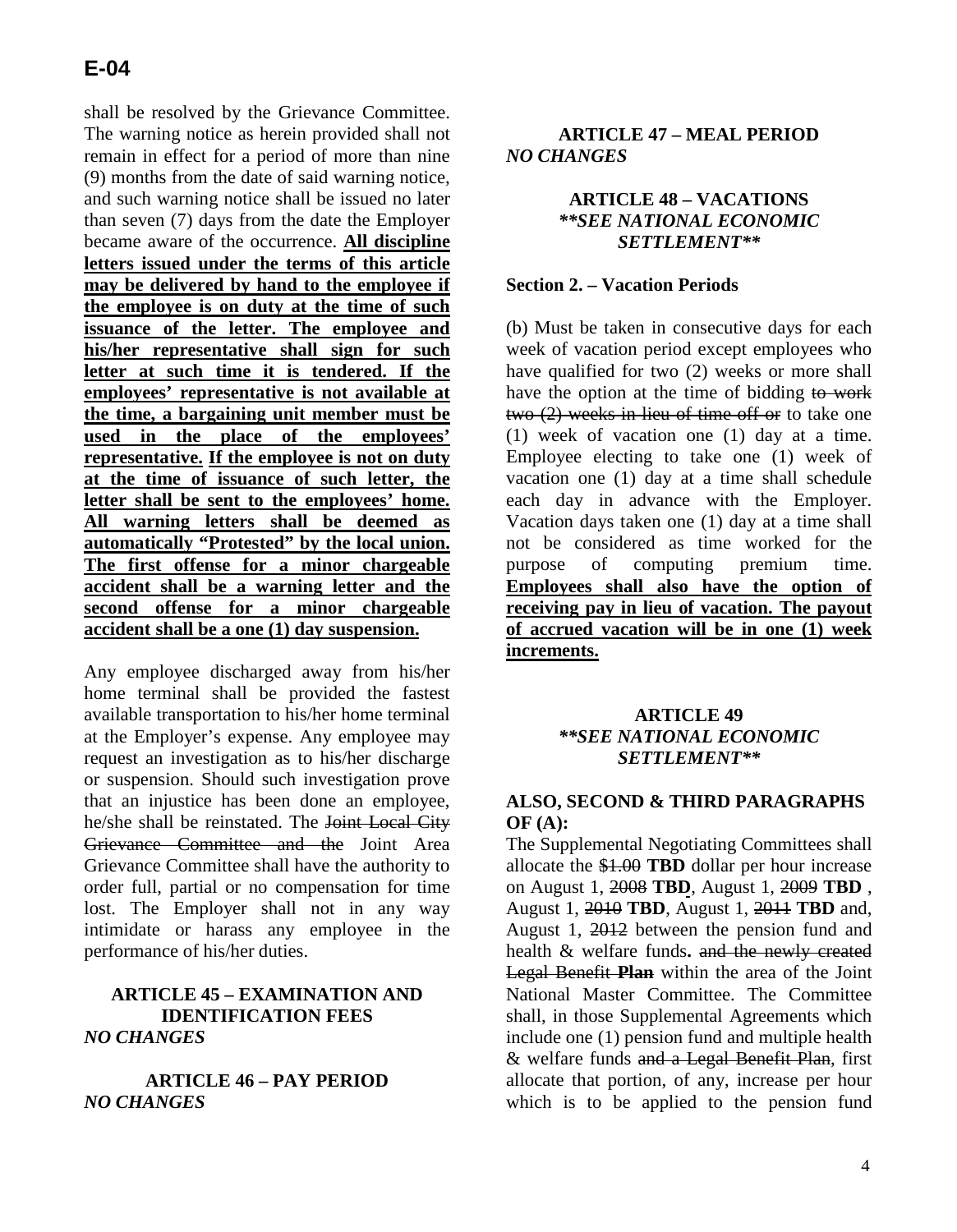shall be resolved by the Grievance Committee. The warning notice as herein provided shall not remain in effect for a period of more than nine (9) months from the date of said warning notice, and such warning notice shall be issued no later than seven (7) days from the date the Employer became aware of the occurrence. **All discipline letters issued under the terms of this article may be delivered by hand to the employee if the employee is on duty at the time of such issuance of the letter. The employee and his/her representative shall sign for such letter at such time it is tendered. If the employees' representative is not available at the time, a bargaining unit member must be used in the place of the employees' representative. If the employee is not on duty at the time of issuance of such letter, the letter shall be sent to the employees' home. All warning letters shall be deemed as automatically "Protested" by the local union. The first offense for a minor chargeable accident shall be a warning letter and the second offense for a minor chargeable accident shall be a one (1) day suspension.**

Any employee discharged away from his/her home terminal shall be provided the fastest available transportation to his/her home terminal at the Employer's expense. Any employee may request an investigation as to his/her discharge or suspension. Should such investigation prove that an injustice has been done an employee, he/she shall be reinstated. The ~~Joint Local City Grievance Committee and the~~ Joint Area Grievance Committee shall have the authority to order full, partial or no compensation for time lost. The Employer shall not in any way intimidate or harass any employee in the performance of his/her duties.

### ARTICLE 45 – EXAMINATION AND IDENTIFICATION FEES

*NO CHANGES*

### ARTICLE 46 – PAY PERIOD

*NO CHANGES*

### ARTICLE 47 – MEAL PERIOD

*NO CHANGES*

### ARTICLE 48 – VACATIONS

***\*\*SEE NATIONAL ECONOMIC SETTLEMENT\*\****

**Section 2. – Vacation Periods**

(b) Must be taken in consecutive days for each week of vacation period except employees who have qualified for two (2) weeks or more shall have the option at the time of bidding ~~to work two (2) weeks in lieu of time off or~~ to take one (1) week of vacation one (1) day at a time. Employee electing to take one (1) week of vacation one (1) day at a time shall schedule each day in advance with the Employer. Vacation days taken one (1) day at a time shall not be considered as time worked for the purpose of computing premium time. **Employees shall also have the option of receiving pay in lieu of vacation. The payout of accrued vacation will be in one (1) week increments.**

### ARTICLE 49

***\*\*SEE NATIONAL ECONOMIC SETTLEMENT\*\****

**ALSO, SECOND & THIRD PARAGRAPHS OF (A):**

The Supplemental Negotiating Committees shall allocate the ~~$1.00~~ **TBD** dollar per hour increase on August 1, ~~2008~~ **TBD**, August 1, ~~2009~~ **TBD** , August 1, ~~2010~~ **TBD**, August 1, ~~2011~~ **TBD** and, August 1, ~~2012~~ between the pension fund and health & welfare funds**.** ~~and the newly created Legal Benefit **Plan**~~ within the area of the Joint National Master Committee. The Committee shall, in those Supplemental Agreements which include one (1) pension fund and multiple health & welfare funds ~~and a Legal Benefit Plan~~, first allocate that portion, of any, increase per hour which is to be applied to the pension fund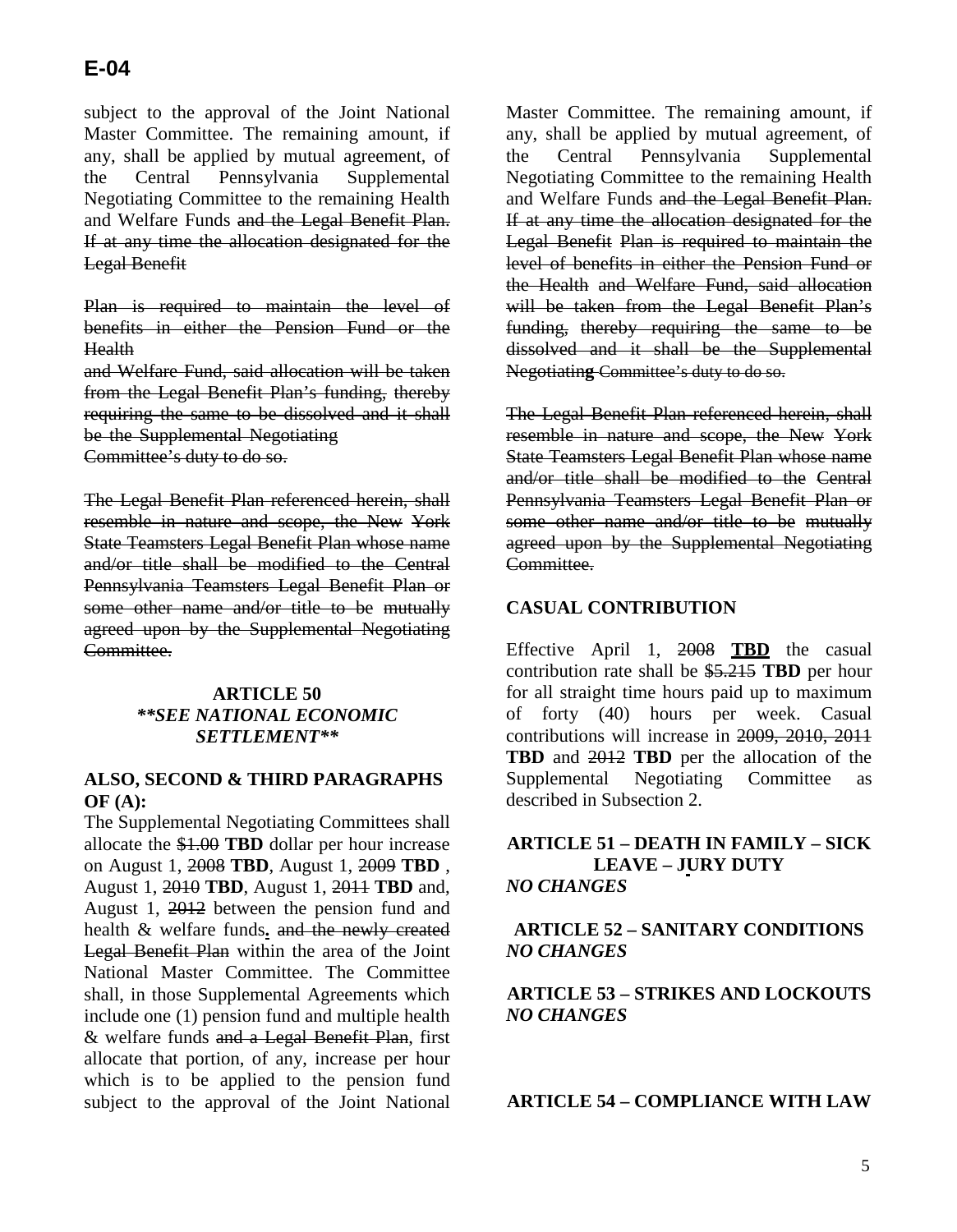# E-04

subject to the approval of the Joint National Master Committee. The remaining amount, if any, shall be applied by mutual agreement, of the Central Pennsylvania Supplemental Negotiating Committee to the remaining Health and Welfare Funds ~~and the Legal Benefit Plan. If at any time the allocation designated for the Legal Benefit~~

~~Plan is required to maintain the level of benefits in either the Pension Fund or the Health and Welfare Fund, said allocation will be taken from the Legal Benefit Plan's funding, thereby requiring the same to be dissolved and it shall be the Supplemental Negotiating Committee's duty to do so.~~

~~The Legal Benefit Plan referenced herein, shall resemble in nature and scope, the New York State Teamsters Legal Benefit Plan whose name and/or title shall be modified to the Central Pennsylvania Teamsters Legal Benefit Plan or some other name and/or title to be mutually agreed upon by the Supplemental Negotiating Committee.~~

### ARTICLE 50
***\*\*SEE NATIONAL ECONOMIC SETTLEMENT\*\****

### ALSO, SECOND & THIRD PARAGRAPHS OF (A):

The Supplemental Negotiating Committees shall allocate the ~~$1.00~~ **TBD** dollar per hour increase on August 1, ~~2008~~ **TBD**, August 1, ~~2009~~ **TBD** , August 1, ~~2010~~ **TBD**, August 1, ~~2011~~ **TBD** and, August 1, ~~2012~~ between the pension fund and health & welfare funds**.** ~~and the newly created Legal Benefit Plan~~ within the area of the Joint National Master Committee. The Committee shall, in those Supplemental Agreements which include one (1) pension fund and multiple health & welfare funds ~~and a Legal Benefit Plan~~, first allocate that portion, of any, increase per hour which is to be applied to the pension fund subject to the approval of the Joint National Master Committee. The remaining amount, if any, shall be applied by mutual agreement, of the Central Pennsylvania Supplemental Negotiating Committee to the remaining Health and Welfare Funds ~~and the Legal Benefit Plan. If at any time the allocation designated for the Legal Benefit Plan is required to maintain the level of benefits in either the Pension Fund or the Health and Welfare Fund, said allocation will be taken from the Legal Benefit Plan's funding, thereby requiring the same to be dissolved and it shall be the Supplemental Negotiating Committee's duty to do so.~~

~~The Legal Benefit Plan referenced herein, shall resemble in nature and scope, the New York State Teamsters Legal Benefit Plan whose name and/or title shall be modified to the Central Pennsylvania Teamsters Legal Benefit Plan or some other name and/or title to be mutually agreed upon by the Supplemental Negotiating Committee.~~

### CASUAL CONTRIBUTION

Effective April 1, ~~2008~~ **TBD** the casual contribution rate shall be ~~$5.215~~ **TBD** per hour for all straight time hours paid up to maximum of forty (40) hours per week. Casual contributions will increase in ~~2009, 2010, 2011~~ **TBD** and ~~2012~~ **TBD** per the allocation of the Supplemental Negotiating Committee as described in Subsection 2.

### ARTICLE 51 – DEATH IN FAMILY – SICK LEAVE – JURY DUTY
*NO CHANGES*

### ARTICLE 52 – SANITARY CONDITIONS
*NO CHANGES*

### ARTICLE 53 – STRIKES AND LOCKOUTS
*NO CHANGES*

### ARTICLE 54 – COMPLIANCE WITH LAW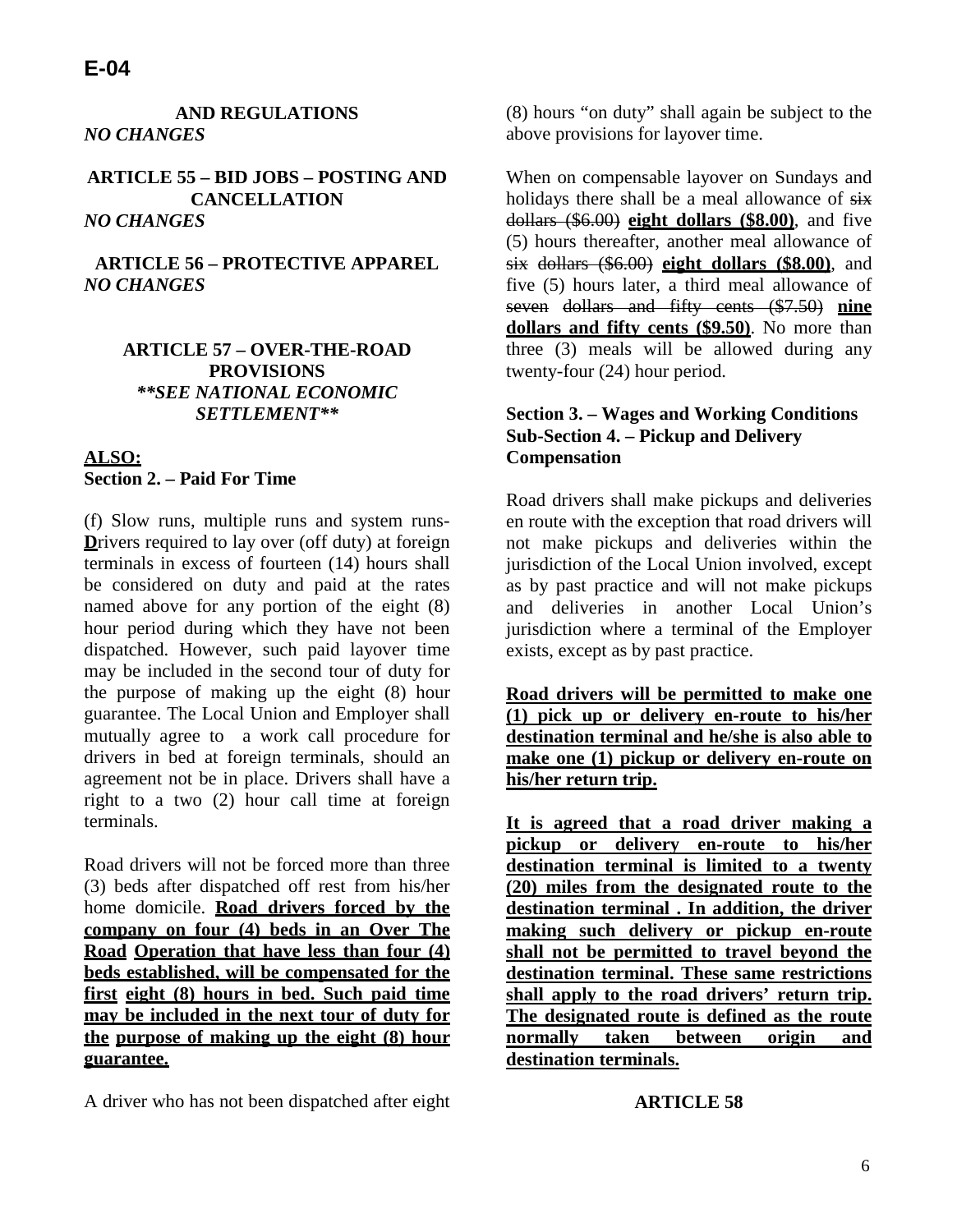**E-04**

**AND REGULATIONS**
*NO CHANGES*

**ARTICLE 55 – BID JOBS – POSTING AND CANCELLATION**
*NO CHANGES*

**ARTICLE 56 – PROTECTIVE APPAREL**
*NO CHANGES*

**ARTICLE 57 – OVER-THE-ROAD PROVISIONS**
***\*\*SEE NATIONAL ECONOMIC SETTLEMENT\*\****

**ALSO:**
**Section 2. – Paid For Time**

(f) Slow runs, multiple runs and system runs- **D**rivers required to lay over (off duty) at foreign terminals in excess of fourteen (14) hours shall be considered on duty and paid at the rates named above for any portion of the eight (8) hour period during which they have not been dispatched. However, such paid layover time may be included in the second tour of duty for the purpose of making up the eight (8) hour guarantee. The Local Union and Employer shall mutually agree to a work call procedure for drivers in bed at foreign terminals, should an agreement not be in place. Drivers shall have a right to a two (2) hour call time at foreign terminals.

Road drivers will not be forced more than three (3) beds after dispatched off rest from his/her home domicile. **Road drivers forced by the company on four (4) beds in an Over The Road Operation that have less than four (4) beds established, will be compensated for the first eight (8) hours in bed. Such paid time may be included in the next tour of duty for the purpose of making up the eight (8) hour guarantee.**

A driver who has not been dispatched after eight (8) hours "on duty" shall again be subject to the above provisions for layover time.

When on compensable layover on Sundays and holidays there shall be a meal allowance of ~~six dollars ($6.00)~~ **eight dollars ($8.00)**, and five (5) hours thereafter, another meal allowance of ~~six dollars ($6.00)~~ **eight dollars ($8.00)**, and five (5) hours later, a third meal allowance of ~~seven dollars and fifty cents ($7.50)~~ **nine dollars and fifty cents ($9.50)**. No more than three (3) meals will be allowed during any twenty-four (24) hour period.

**Section 3. – Wages and Working Conditions**
**Sub-Section 4. – Pickup and Delivery Compensation**

Road drivers shall make pickups and deliveries en route with the exception that road drivers will not make pickups and deliveries within the jurisdiction of the Local Union involved, except as by past practice and will not make pickups and deliveries in another Local Union's jurisdiction where a terminal of the Employer exists, except as by past practice.

**Road drivers will be permitted to make one (1) pick up or delivery en-route to his/her destination terminal and he/she is also able to make one (1) pickup or delivery en-route on his/her return trip.**

**It is agreed that a road driver making a pickup or delivery en-route to his/her destination terminal is limited to a twenty (20) miles from the designated route to the destination terminal . In addition, the driver making such delivery or pickup en-route shall not be permitted to travel beyond the destination terminal. These same restrictions shall apply to the road drivers' return trip. The designated route is defined as the route normally taken between origin and destination terminals.**

**ARTICLE 58**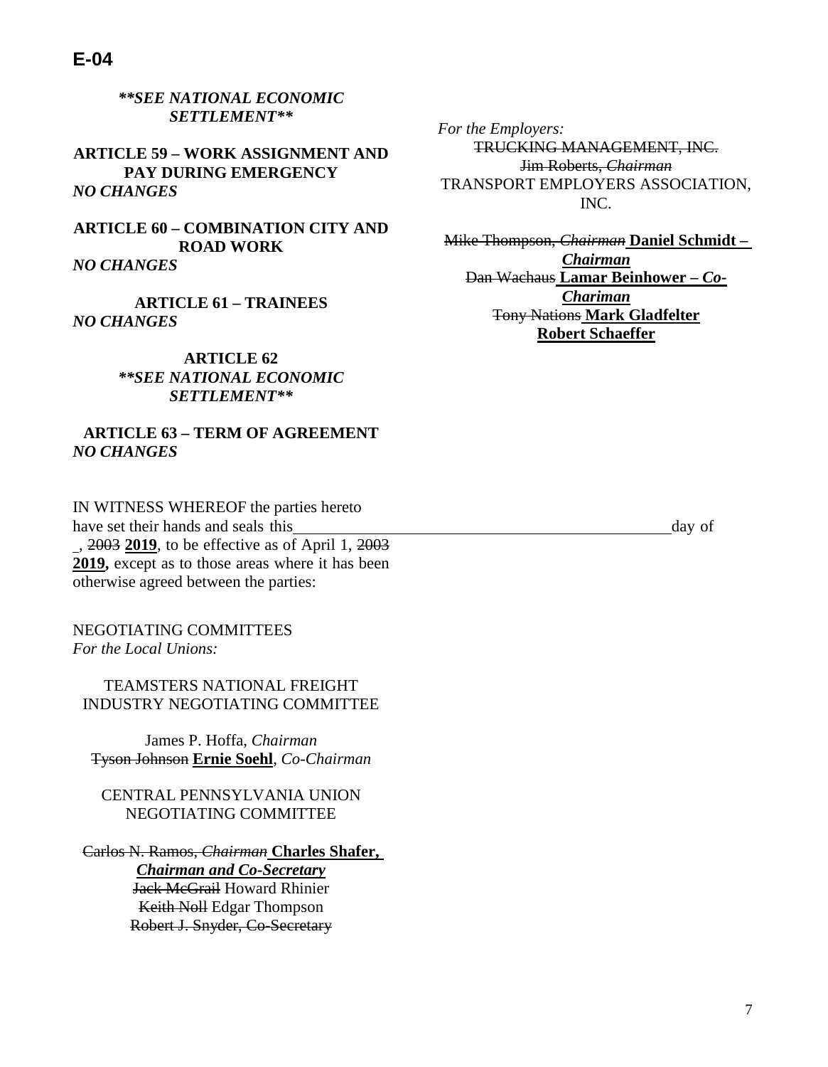**E-04**

***\*\*SEE NATIONAL ECONOMIC SETTLEMENT\*\****

**ARTICLE 59 – WORK ASSIGNMENT AND PAY DURING EMERGENCY**
***NO CHANGES***

**ARTICLE 60 – COMBINATION CITY AND ROAD WORK**
***NO CHANGES***

**ARTICLE 61 – TRAINEES**
***NO CHANGES***

**ARTICLE 62**
***\*\*SEE NATIONAL ECONOMIC SETTLEMENT\*\****

**ARTICLE 63 – TERM OF AGREEMENT**
***NO CHANGES***

IN WITNESS WHEREOF the parties hereto have set their hands and seals this ______________________ day of ___, ~~2003~~ **2019**, to be effective as of April 1, ~~2003~~ **2019,** except as to those areas where it has been otherwise agreed between the parties:

NEGOTIATING COMMITTEES
*For the Local Unions:*

TEAMSTERS NATIONAL FREIGHT INDUSTRY NEGOTIATING COMMITTEE

James P. Hoffa, *Chairman*
~~Tyson Johnson~~ **Ernie Soehl**, *Co-Chairman*

CENTRAL PENNSYLVANIA UNION NEGOTIATING COMMITTEE

~~Carlos N. Ramos, *Chairman*~~ **Charles Shafer, *Chairman and Co-Secretary***
~~Jack McGrail~~ Howard Rhinier
~~Keith Noll~~ Edgar Thompson
~~Robert J. Snyder, Co-Secretary~~

*For the Employers:*

~~TRUCKING MANAGEMENT, INC.~~
~~Jim Roberts, *Chairman*~~
TRANSPORT EMPLOYERS ASSOCIATION, INC.

~~Mike Thompson, *Chairman*~~ **Daniel Schmidt – *Chairman***
~~Dan Wachaus~~ **Lamar Beinhower – *Co-Chariman***
~~Tony Nations~~ **Mark Gladfelter**
**Robert Schaeffer**